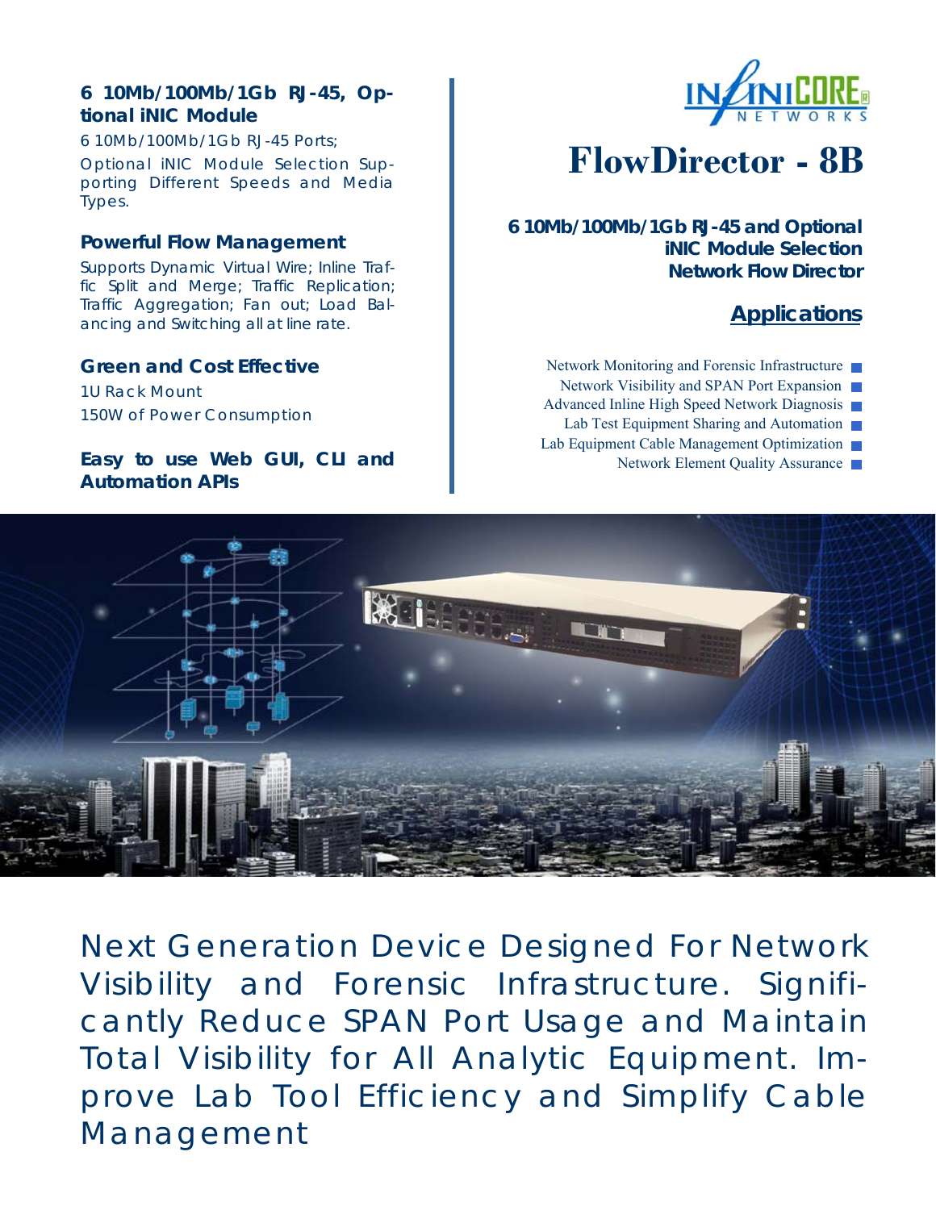# FlowDirector - 8B

**6 10Mb/100Mb/1Gb RJ-45 and Optional iNIC Module Selection Network Flow Director**

## Applications

- Network Monitoring and Forensic Infrastructure
- Network Visibility and SPAN Port Expansion
- Advanced Inline High Speed Network Diagnosis
- Lab Test Equipment Sharing and Automation
- Lab Equipment Cable Management Optimization
- Network Element Quality Assurance

### 6 10Mb/100Mb/1Gb RJ-45, Optional iNIC Module

6 10Mb/100Mb/1Gb RJ-45 Ports;

Optional iNIC Module Selection Supporting Different Speeds and Media Types.

### Powerful Flow Management

Supports Dynamic Virtual Wire; Inline Traffic Split and Merge; Traffic Replication; Traffic Aggregation; Fan out; Load Balancing and Switching all at line rate.

### Green and Cost Effective

1U Rack Mount

150W of Power Consumption

### Easy to use Web GUI, CLI and Automation APIs

Next Generation Device Designed For Network Visibility and Forensic Infrastructure. Significantly Reduce SPAN Port Usage and Maintain Total Visibility for All Analytic Equipment. Improve Lab Tool Efficiency and Simplify Cable Management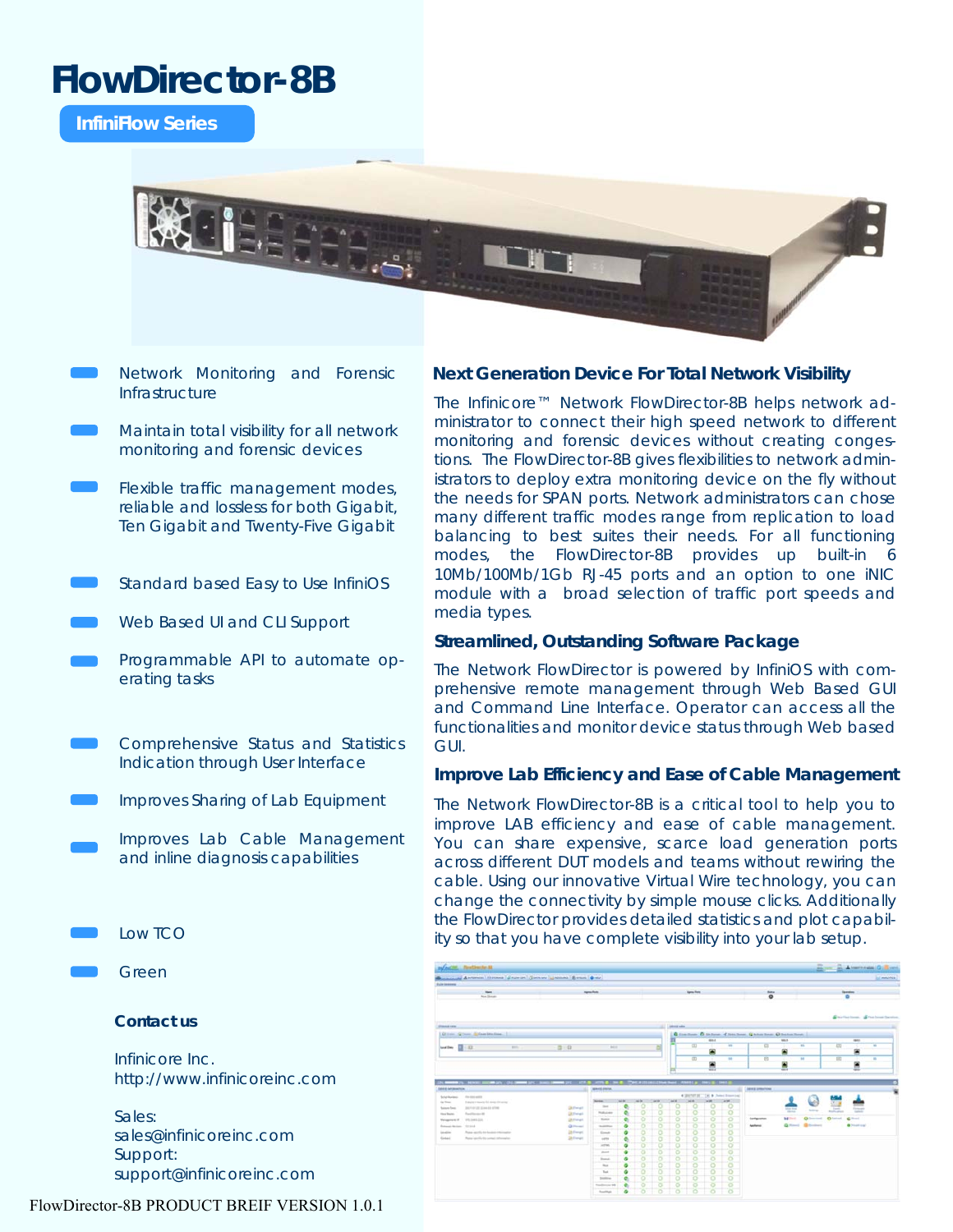# FlowDirector-8B

**InfiniFlow Series**

- Network Monitoring and Forensic Infrastructure
- Maintain total visibility for all network monitoring and forensic devices
- Flexible traffic management modes, reliable and lossless for both Gigabit, Ten Gigabit and Twenty-Five Gigabit
- Standard based Easy to Use InfiniOS
- Web Based UI and CLI Support
- Programmable API to automate operating tasks
- Comprehensive Status and Statistics Indication through User Interface
- Improves Sharing of Lab Equipment
- Improves Lab Cable Management and inline diagnosis capabilities
- Low TCO
- Green

**Contact us**

Infinicore Inc.
http://www.infinicoreinc.com

Sales:
sales@infinicoreinc.com
Support:
support@infinicoreinc.com

### Next Generation Device For Total Network Visibility

The Infinicore™ Network FlowDirector-8B helps network administrator to connect their high speed network to different monitoring and forensic devices without creating congestions. The FlowDirector-8B gives flexibilities to network administrators to deploy extra monitoring device on the fly without the needs for SPAN ports. Network administrators can chose many different traffic modes range from replication to load balancing to best suites their needs. For all functioning modes, the FlowDirector-8B provides up built-in 6 10Mb/100Mb/1Gb RJ-45 ports and an option to one iNIC module with a broad selection of traffic port speeds and media types.

### Streamlined, Outstanding Software Package

The Network FlowDirector is powered by InfiniOS with comprehensive remote management through Web Based GUI and Command Line Interface. Operator can access all the functionalities and monitor device status through Web based GUI.

### Improve Lab Efficiency and Ease of Cable Management

The Network FlowDirector-8B is a critical tool to help you to improve LAB efficiency and ease of cable management. You can share expensive, scarce load generation ports across different DUT models and teams without rewiring the cable. Using our innovative Virtual Wire technology, you can change the connectivity by simple mouse clicks. Additionally the FlowDirector provides detailed statistics and plot capability so that you have complete visibility into your lab setup.

FlowDirector-8B PRODUCT BREIF VERSION 1.0.1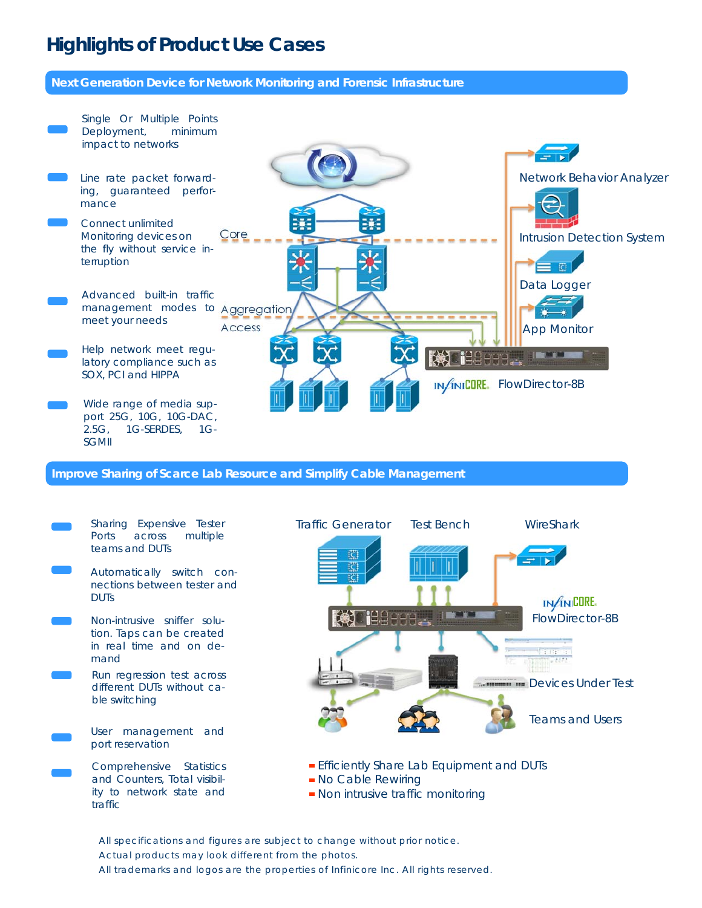# Highlights of Product Use Cases

## Next Generation Device for Network Monitoring and Forensic Infrastructure

- Single Or Multiple Points Deployment, minimum impact to networks
- Line rate packet forwarding, guaranteed performance
- Connect unlimited Monitoring devices on the fly without service interruption
- Advanced built-in traffic management modes to meet your needs
- Help network meet regulatory compliance such as SOX, PCI and HIPPA
- Wide range of media support 25G, 10G, 10G-DAC, 2.5G, 1G-SERDES, 1G-SGMII

Core

Aggregation

Access

Network Behavior Analyzer

Intrusion Detection System

Data Logger

App Monitor

INFINICORE FlowDirector-8B

## Improve Sharing of Scarce Lab Resource and Simplify Cable Management

- Sharing Expensive Tester Ports across multiple teams and DUTs
- Automatically switch connections between tester and DUTs
- Non-intrusive sniffer solution. Taps can be created in real time and on demand
- Run regression test across different DUTs without cable switching
- User management and port reservation
- Comprehensive Statistics and Counters, Total visibility to network state and traffic

Traffic Generator

Test Bench

WireShark

INFINICORE FlowDirector-8B

Devices Under Test

Teams and Users

- Efficiently Share Lab Equipment and DUTs
- No Cable Rewiring
- Non intrusive traffic monitoring

All specifications and figures are subject to change without prior notice.
Actual products may look different from the photos.
All trademarks and logos are the properties of Infinicore Inc. All rights reserved.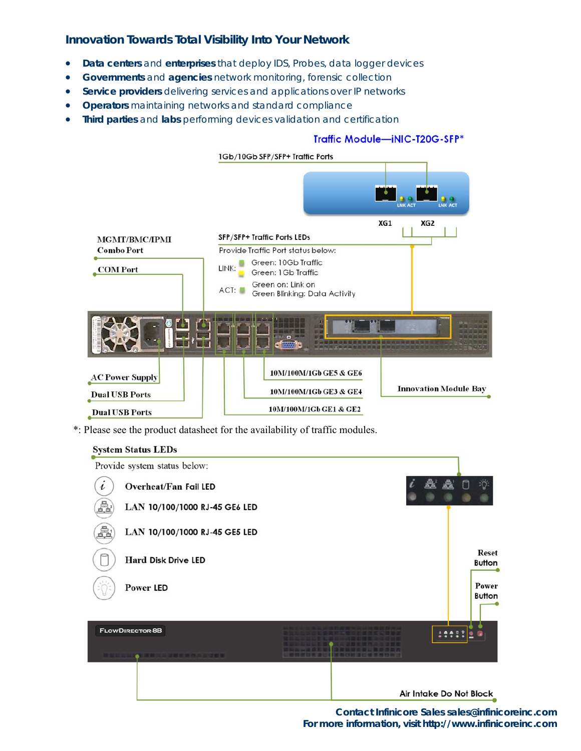## Innovation Towards Total Visibility Into Your Network

- **Data centers** and **enterprises** that deploy IDS, Probes, data logger devices
- **Governments** and **agencies** network monitoring, forensic collection
- **Service providers** delivering services and applications over IP networks
- **Operators** maintaining networks and standard compliance
- **Third parties** and **labs** performing devices validation and certification

Traffic Module—iNIC-T20G-SFP*

1Gb/10Gb SFP/SFP+ Traffic Ports

LNK ACT

LNK ACT

XG1

XG2

MGMT/BMC/IPMI Combo Port

COM Port

SFP/SFP+ Traffic Ports LEDs

Provide Traffic Port status below:

LINK: Green: 10Gb Traffic

Green: 1Gb Traffic

ACT: Green on: Link on

Green Blinking: Data Activity

AC Power Supply

Dual USB Ports

Dual USB Ports

10M/100M/1Gb GE5 & GE6

10M/100M/1Gb GE3 & GE4

10M/100M/1Gb GE1 & GE2

Innovation Module Bay

*: Please see the product datasheet for the availability of traffic modules.

System Status LEDs

Provide system status below:

Overheat/Fan Fail LED

LAN 10/100/1000 RJ-45 GE6 LED

LAN 10/100/1000 RJ-45 GE5 LED

Hard Disk Drive LED

Power LED

Reset Button

Power Button

FLOWDIRECTOR-8B

Air Intake Do Not Block

**Contact Infinicore Sales sales@infinicoreinc.com**
**For more information, visit http://www.infinicoreinc.com**